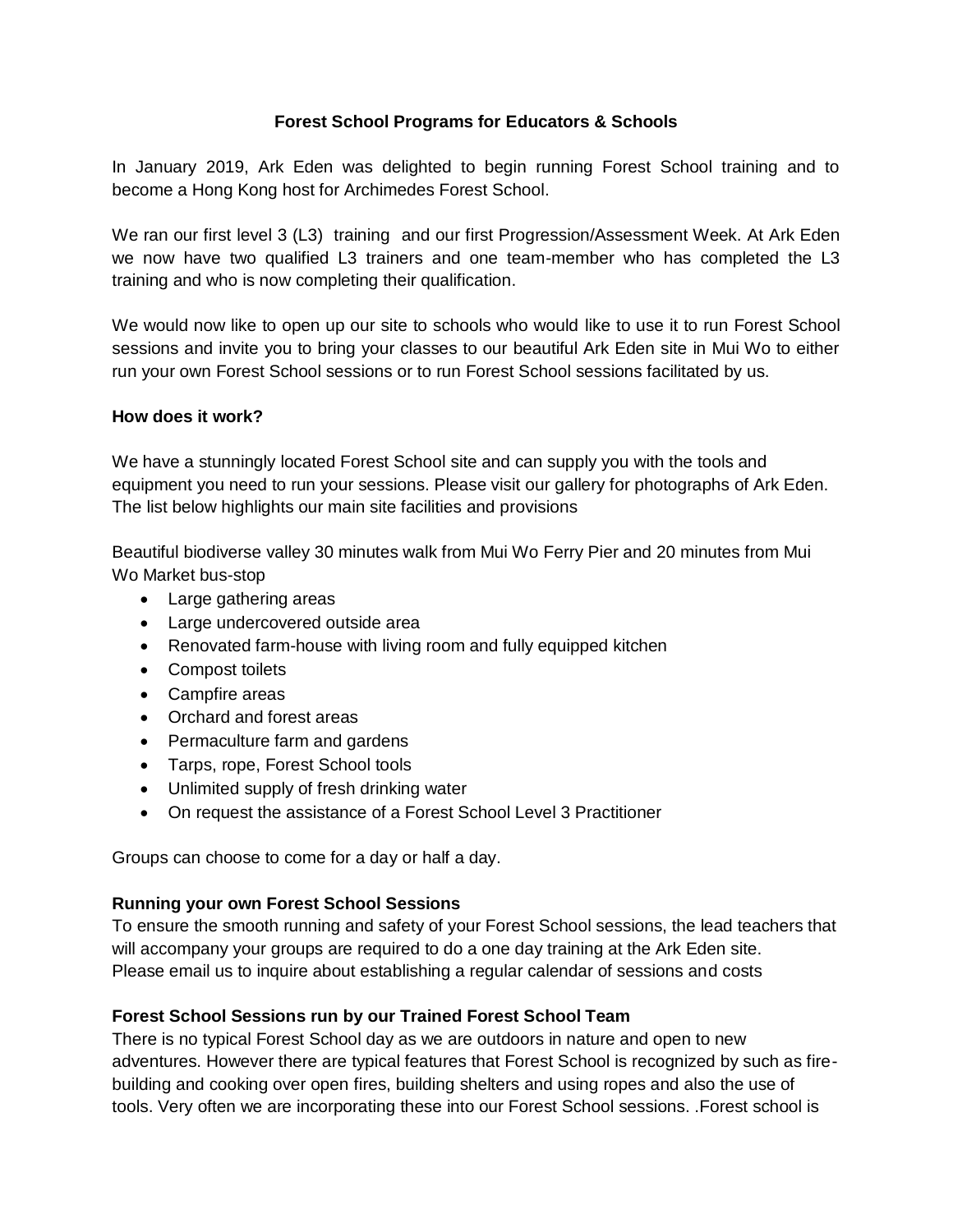# Forest School Programs for Educators & Schools

In January 2019, Ark Eden was delighted to begin running Forest School training and to become a Hong Kong host for Archimedes Forest School.

We ran our first level 3 (L3) training and our first Progression/Assessment Week. At Ark Eden we now have two qualified L3 trainers and one team-member who has completed the L3 training and who is now completing their qualification.

We would now like to open up our site to schools who would like to use it to run Forest School sessions and invite you to bring your classes to our beautiful Ark Eden site in Mui Wo to either run your own Forest School sessions or to run Forest School sessions facilitated by us.

## How does it work?

We have a stunningly located Forest School site and can supply you with the tools and equipment you need to run your sessions. Please visit our gallery for photographs of Ark Eden. The list below highlights our main site facilities and provisions

Beautiful biodiverse valley 30 minutes walk from Mui Wo Ferry Pier and 20 minutes from Mui Wo Market bus-stop

- Large gathering areas
- Large undercovered outside area
- Renovated farm-house with living room and fully equipped kitchen
- Compost toilets
- Campfire areas
- Orchard and forest areas
- Permaculture farm and gardens
- Tarps, rope, Forest School tools
- Unlimited supply of fresh drinking water
- On request the assistance of a Forest School Level 3 Practitioner

Groups can choose to come for a day or half a day.

## Running your own Forest School Sessions

To ensure the smooth running and safety of your Forest School sessions, the lead teachers that will accompany your groups are required to do a one day training at the Ark Eden site.
Please email us to inquire about establishing a regular calendar of sessions and costs

## Forest School Sessions run by our Trained Forest School Team

There is no typical Forest School day as we are outdoors in nature and open to new adventures. However there are typical features that Forest School is recognized by such as fire-building and cooking over open fires, building shelters and using ropes and also the use of tools. Very often we are incorporating these into our Forest School sessions. .Forest school is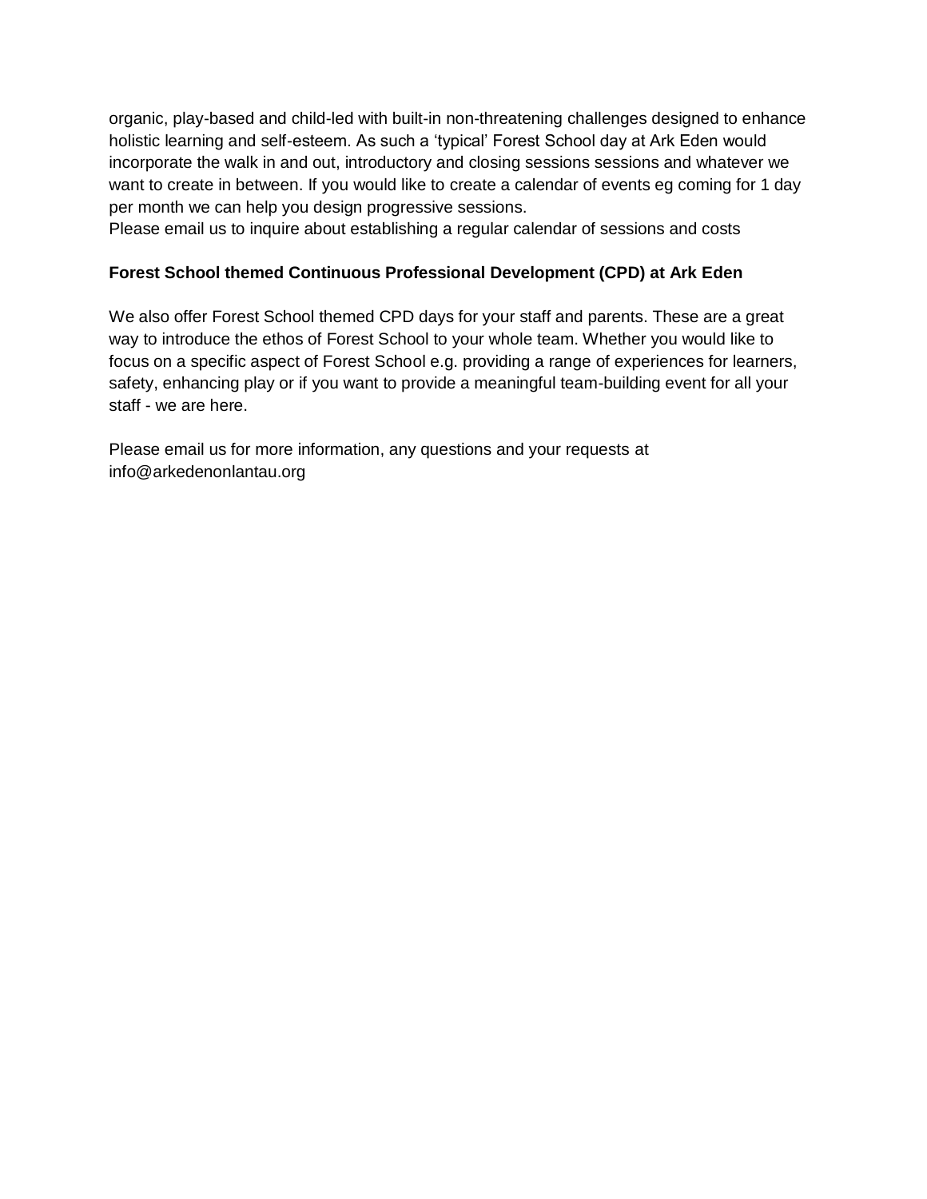organic, play-based and child-led with built-in non-threatening challenges designed to enhance holistic learning and self-esteem. As such a 'typical' Forest School day at Ark Eden would incorporate the walk in and out, introductory and closing sessions sessions and whatever we want to create in between. If you would like to create a calendar of events eg coming for 1 day per month we can help you design progressive sessions.
Please email us to inquire about establishing a regular calendar of sessions and costs

**Forest School themed Continuous Professional Development (CPD) at Ark Eden**

We also offer Forest School themed CPD days for your staff and parents. These are a great way to introduce the ethos of Forest School to your whole team. Whether you would like to focus on a specific aspect of Forest School e.g. providing a range of experiences for learners, safety, enhancing play or if you want to provide a meaningful team-building event for all your staff - we are here.

Please email us for more information, any questions and your requests at info@arkedenonlantau.org